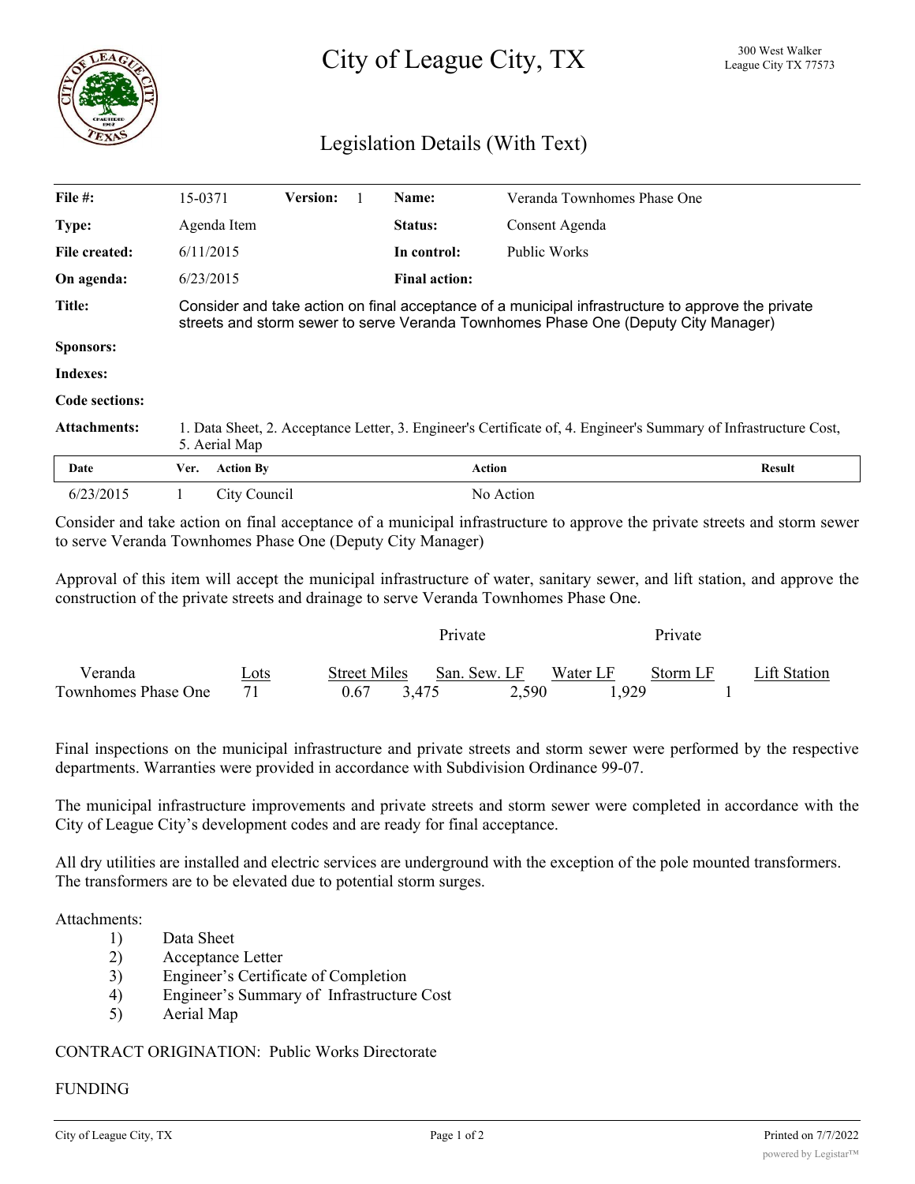# City of League City, TX

300 West Walker
League City TX 77573

## Legislation Details (With Text)

| | | | | | |
|---|---|---|---|---|---|
| **File #:** | 15-0371 | **Version:** 1 | | **Name:** | Veranda Townhomes Phase One |
| **Type:** | Agenda Item | | | **Status:** | Consent Agenda |
| **File created:** | 6/11/2015 | | | **In control:** | Public Works |
| **On agenda:** | 6/23/2015 | | | **Final action:** | |

**Title:** Consider and take action on final acceptance of a municipal infrastructure to approve the private streets and storm sewer to serve Veranda Townhomes Phase One (Deputy City Manager)

**Sponsors:**

**Indexes:**

**Code sections:**

**Attachments:** 1. Data Sheet, 2. Acceptance Letter, 3. Engineer's Certificate of, 4. Engineer's Summary of Infrastructure Cost, 5. Aerial Map

| Date | Ver. | Action By | Action | Result |
|---|---|---|---|---|
| 6/23/2015 | 1 | City Council | No Action | |

Consider and take action on final acceptance of a municipal infrastructure to approve the private streets and storm sewer to serve Veranda Townhomes Phase One (Deputy City Manager)

Approval of this item will accept the municipal infrastructure of water, sanitary sewer, and lift station, and approve the construction of the private streets and drainage to serve Veranda Townhomes Phase One.

| | | Private | | | Private | |
|---|---|---|---|---|---|---|
| | Lots | Street Miles | San. Sew. LF | Water LF | Storm LF | Lift Station |
| Veranda Townhomes Phase One | 71 | 0.67 | 3,475 | 2,590 | 1,929 | 1 |

Final inspections on the municipal infrastructure and private streets and storm sewer were performed by the respective departments. Warranties were provided in accordance with Subdivision Ordinance 99-07.

The municipal infrastructure improvements and private streets and storm sewer were completed in accordance with the City of League City's development codes and are ready for final acceptance.

All dry utilities are installed and electric services are underground with the exception of the pole mounted transformers. The transformers are to be elevated due to potential storm surges.

Attachments:

1) Data Sheet
2) Acceptance Letter
3) Engineer's Certificate of Completion
4) Engineer's Summary of Infrastructure Cost
5) Aerial Map

CONTRACT ORIGINATION: Public Works Directorate

FUNDING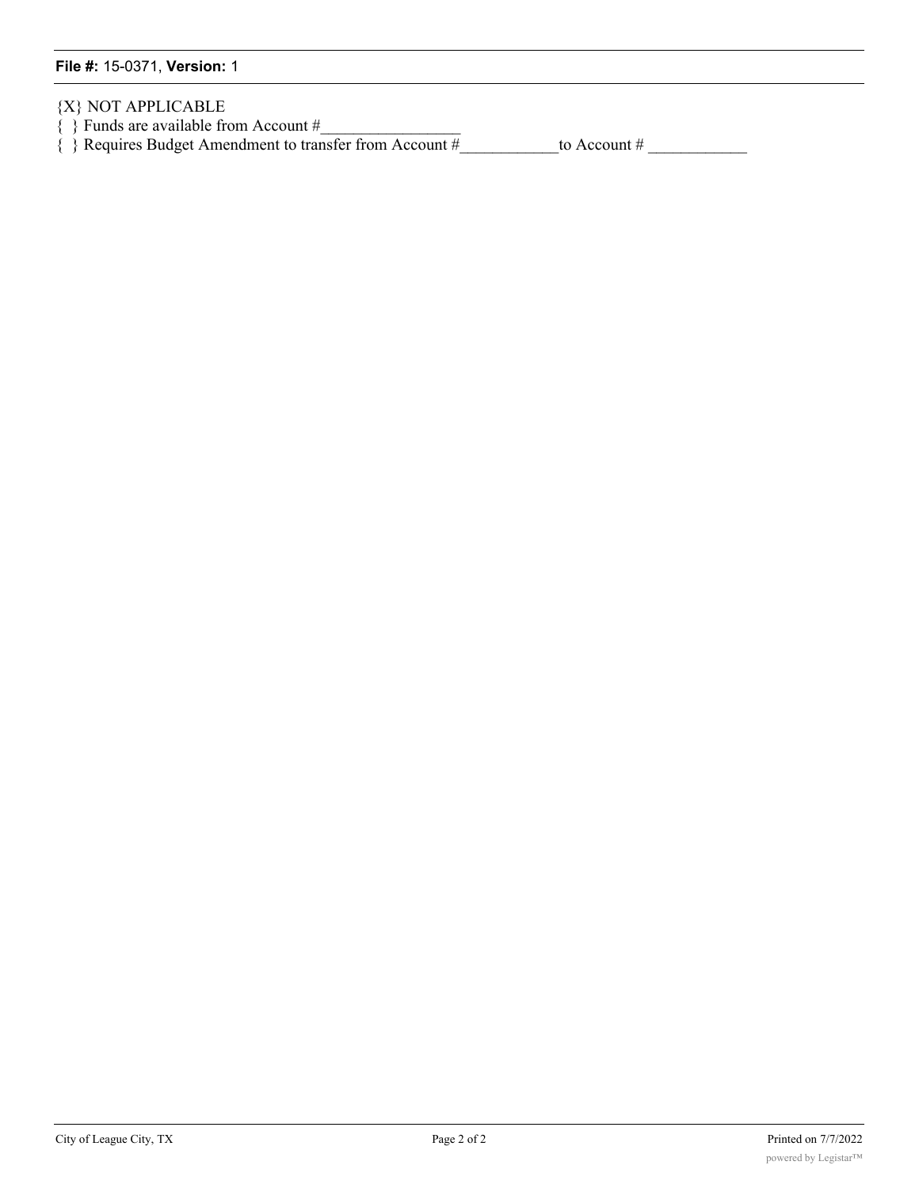{X} NOT APPLICABLE
{ } Funds are available from Account #________________
{ } Requires Budget Amendment to transfer from Account #___________to Account # ___________